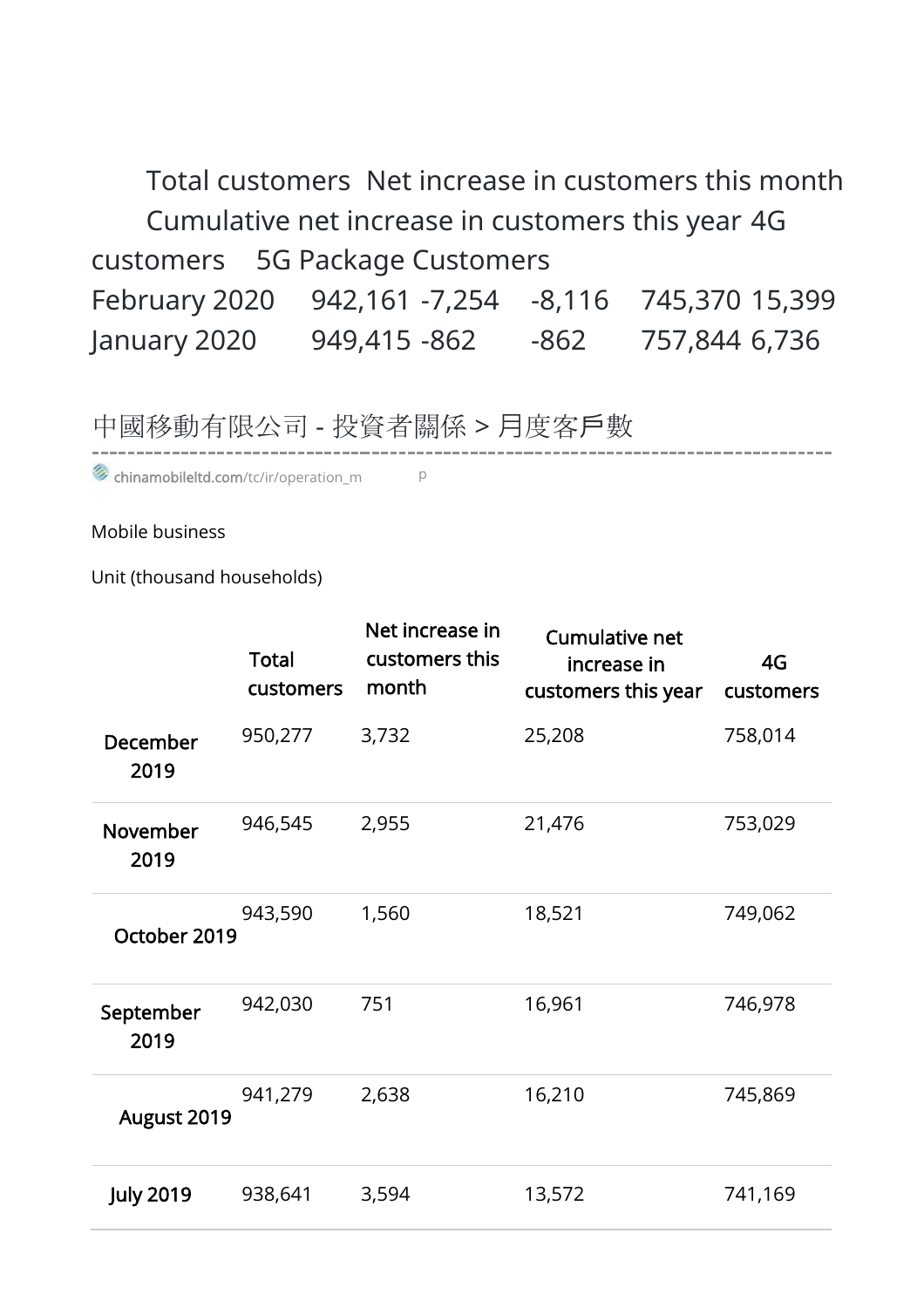| | Total customers | Net increase in customers this month | Cumulative net increase in customers this year | 4G customers | 5G Package Customers |
|---|---|---|---|---|---|
| February 2020 | 942,161 | -7,254 | -8,116 | 745,370 | 15,399 |
| January 2020 | 949,415 | -862 | -862 | 757,844 | 6,736 |

中國移動有限公司 - 投資者關係 > 月度客戶數

chinamobileltd.com/tc/ir/operation_m p

Mobile business

Unit (thousand households)

| | Total customers | Net increase in customers this month | Cumulative net increase in customers this year | 4G customers |
|---|---|---|---|---|
| December 2019 | 950,277 | 3,732 | 25,208 | 758,014 |
| November 2019 | 946,545 | 2,955 | 21,476 | 753,029 |
| October 2019 | 943,590 | 1,560 | 18,521 | 749,062 |
| September 2019 | 942,030 | 751 | 16,961 | 746,978 |
| August 2019 | 941,279 | 2,638 | 16,210 | 745,869 |
| July 2019 | 938,641 | 3,594 | 13,572 | 741,169 |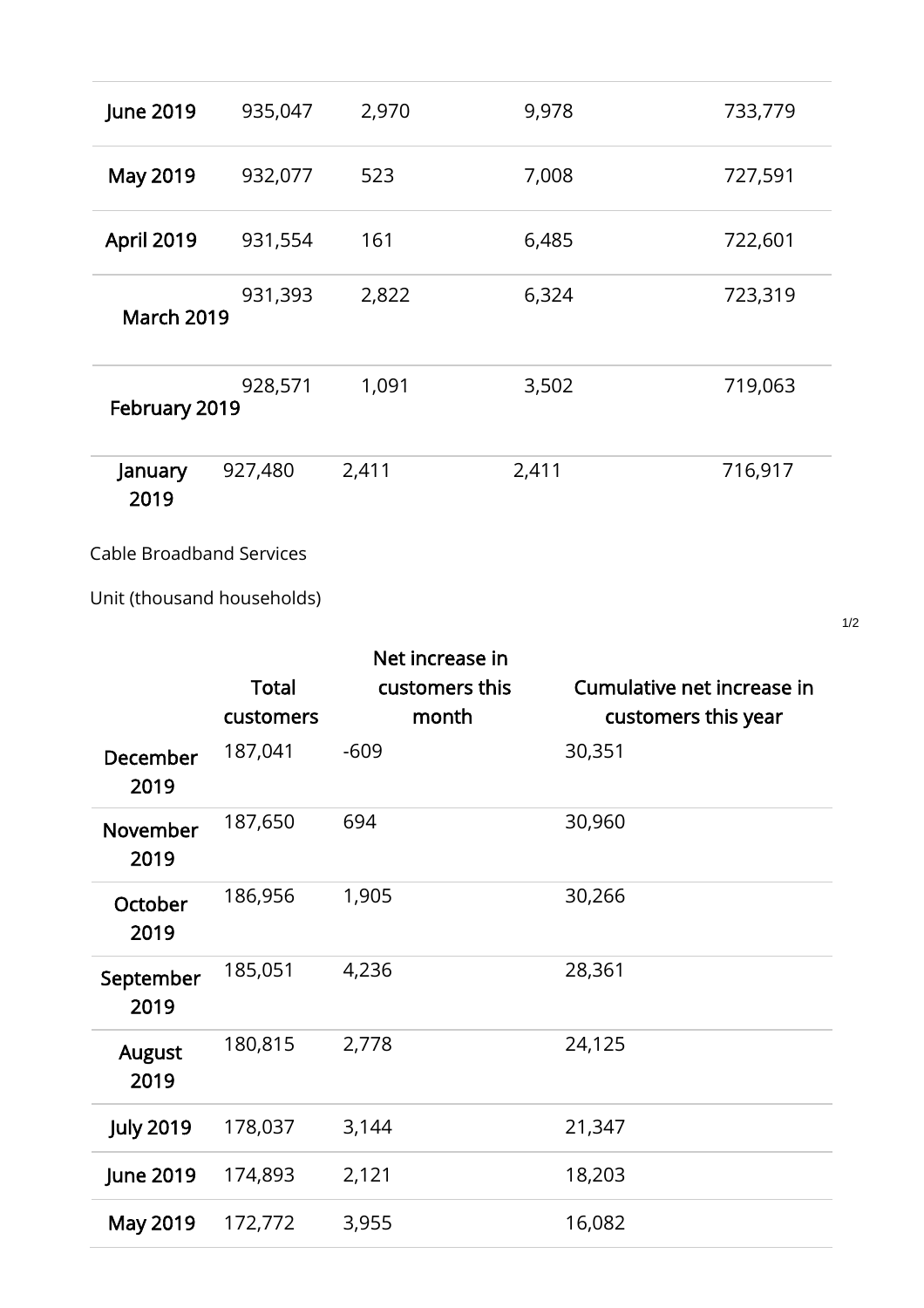| | | | | |
|---|---|---|---|---|
| June 2019 | 935,047 | 2,970 | 9,978 | 733,779 |
| May 2019 | 932,077 | 523 | 7,008 | 727,591 |
| April 2019 | 931,554 | 161 | 6,485 | 722,601 |
| March 2019 | 931,393 | 2,822 | 6,324 | 723,319 |
| February 2019 | 928,571 | 1,091 | 3,502 | 719,063 |
| January 2019 | 927,480 | 2,411 | 2,411 | 716,917 |

Cable Broadband Services

Unit (thousand households)

| | Total customers | Net increase in customers this month | Cumulative net increase in customers this year |
|---|---|---|---|
| December 2019 | 187,041 | -609 | 30,351 |
| November 2019 | 187,650 | 694 | 30,960 |
| October 2019 | 186,956 | 1,905 | 30,266 |
| September 2019 | 185,051 | 4,236 | 28,361 |
| August 2019 | 180,815 | 2,778 | 24,125 |
| July 2019 | 178,037 | 3,144 | 21,347 |
| June 2019 | 174,893 | 2,121 | 18,203 |
| May 2019 | 172,772 | 3,955 | 16,082 |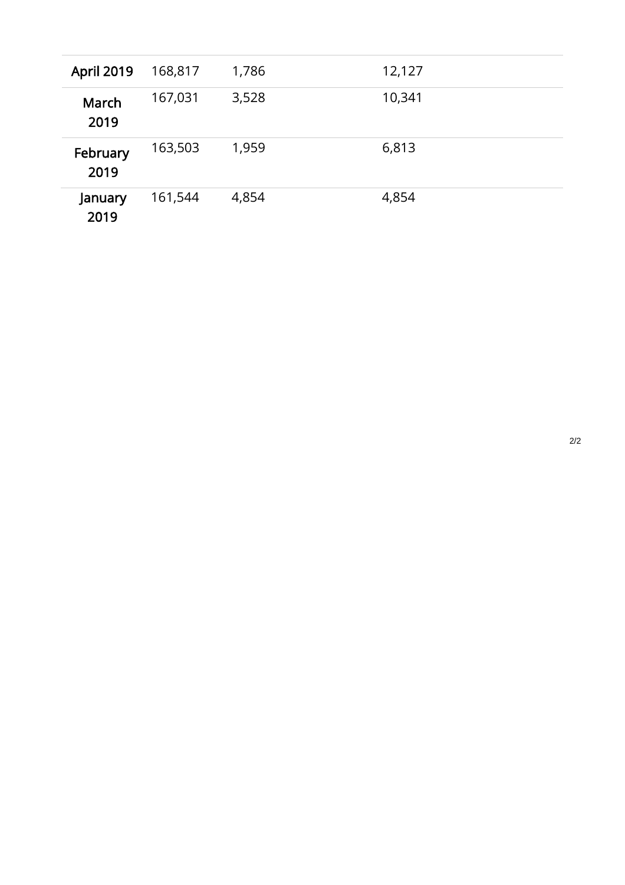| | | | |
|---|---|---|---|
| **April 2019** | 168,817 | 1,786 | 12,127 |
| **March 2019** | 167,031 | 3,528 | 10,341 |
| **February 2019** | 163,503 | 1,959 | 6,813 |
| **January 2019** | 161,544 | 4,854 | 4,854 |